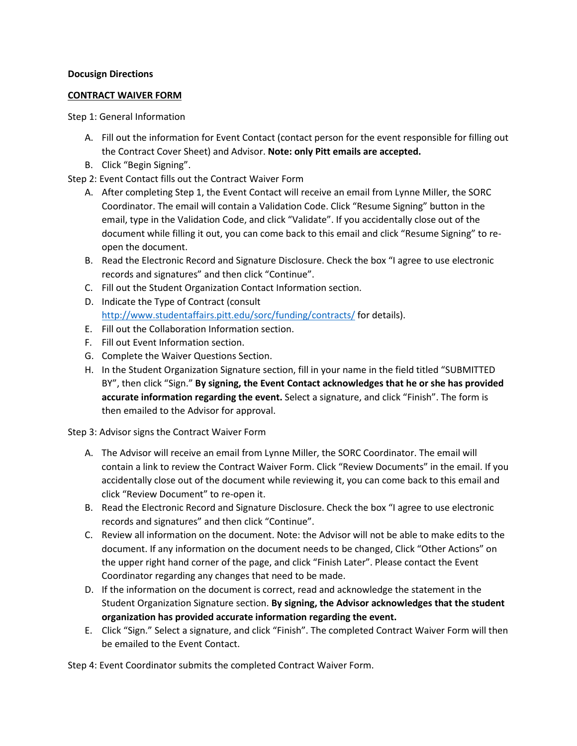**Docusign Directions**

**CONTRACT WAIVER FORM**

Step 1: General Information

A. Fill out the information for Event Contact (contact person for the event responsible for filling out the Contract Cover Sheet) and Advisor. **Note: only Pitt emails are accepted.**
B. Click "Begin Signing".

Step 2: Event Contact fills out the Contract Waiver Form

A. After completing Step 1, the Event Contact will receive an email from Lynne Miller, the SORC Coordinator. The email will contain a Validation Code. Click "Resume Signing" button in the email, type in the Validation Code, and click "Validate". If you accidentally close out of the document while filling it out, you can come back to this email and click "Resume Signing" to re-open the document.
B. Read the Electronic Record and Signature Disclosure. Check the box "I agree to use electronic records and signatures" and then click "Continue".
C. Fill out the Student Organization Contact Information section.
D. Indicate the Type of Contract (consult http://www.studentaffairs.pitt.edu/sorc/funding/contracts/ for details).
E. Fill out the Collaboration Information section.
F. Fill out Event Information section.
G. Complete the Waiver Questions Section.
H. In the Student Organization Signature section, fill in your name in the field titled "SUBMITTED BY", then click "Sign." **By signing, the Event Contact acknowledges that he or she has provided accurate information regarding the event.** Select a signature, and click "Finish". The form is then emailed to the Advisor for approval.

Step 3: Advisor signs the Contract Waiver Form

A. The Advisor will receive an email from Lynne Miller, the SORC Coordinator. The email will contain a link to review the Contract Waiver Form. Click "Review Documents" in the email. If you accidentally close out of the document while reviewing it, you can come back to this email and click "Review Document" to re-open it.
B. Read the Electronic Record and Signature Disclosure. Check the box "I agree to use electronic records and signatures" and then click "Continue".
C. Review all information on the document. Note: the Advisor will not be able to make edits to the document. If any information on the document needs to be changed, Click "Other Actions" on the upper right hand corner of the page, and click "Finish Later". Please contact the Event Coordinator regarding any changes that need to be made.
D. If the information on the document is correct, read and acknowledge the statement in the Student Organization Signature section. **By signing, the Advisor acknowledges that the student organization has provided accurate information regarding the event.**
E. Click "Sign." Select a signature, and click "Finish". The completed Contract Waiver Form will then be emailed to the Event Contact.

Step 4: Event Coordinator submits the completed Contract Waiver Form.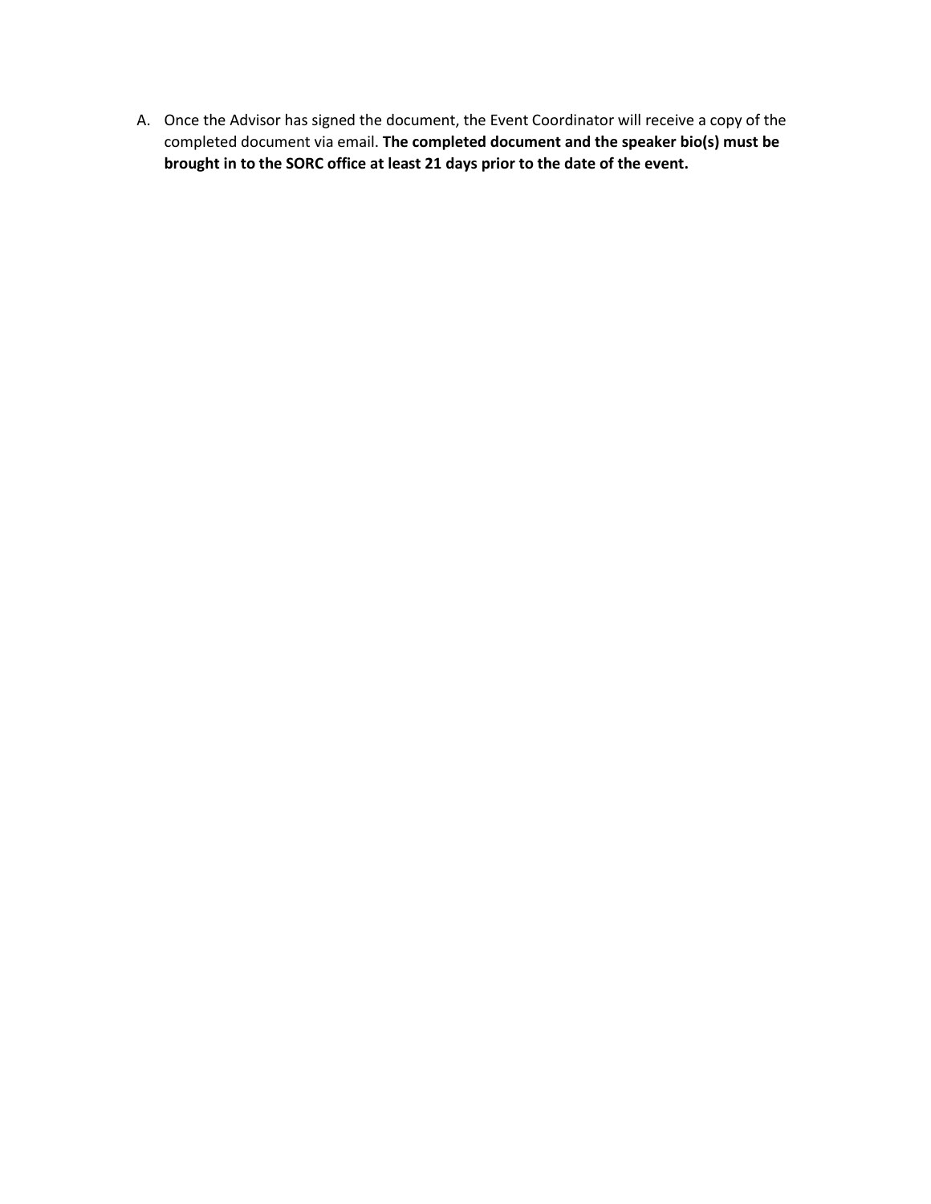A. Once the Advisor has signed the document, the Event Coordinator will receive a copy of the completed document via email. **The completed document and the speaker bio(s) must be brought in to the SORC office at least 21 days prior to the date of the event.**